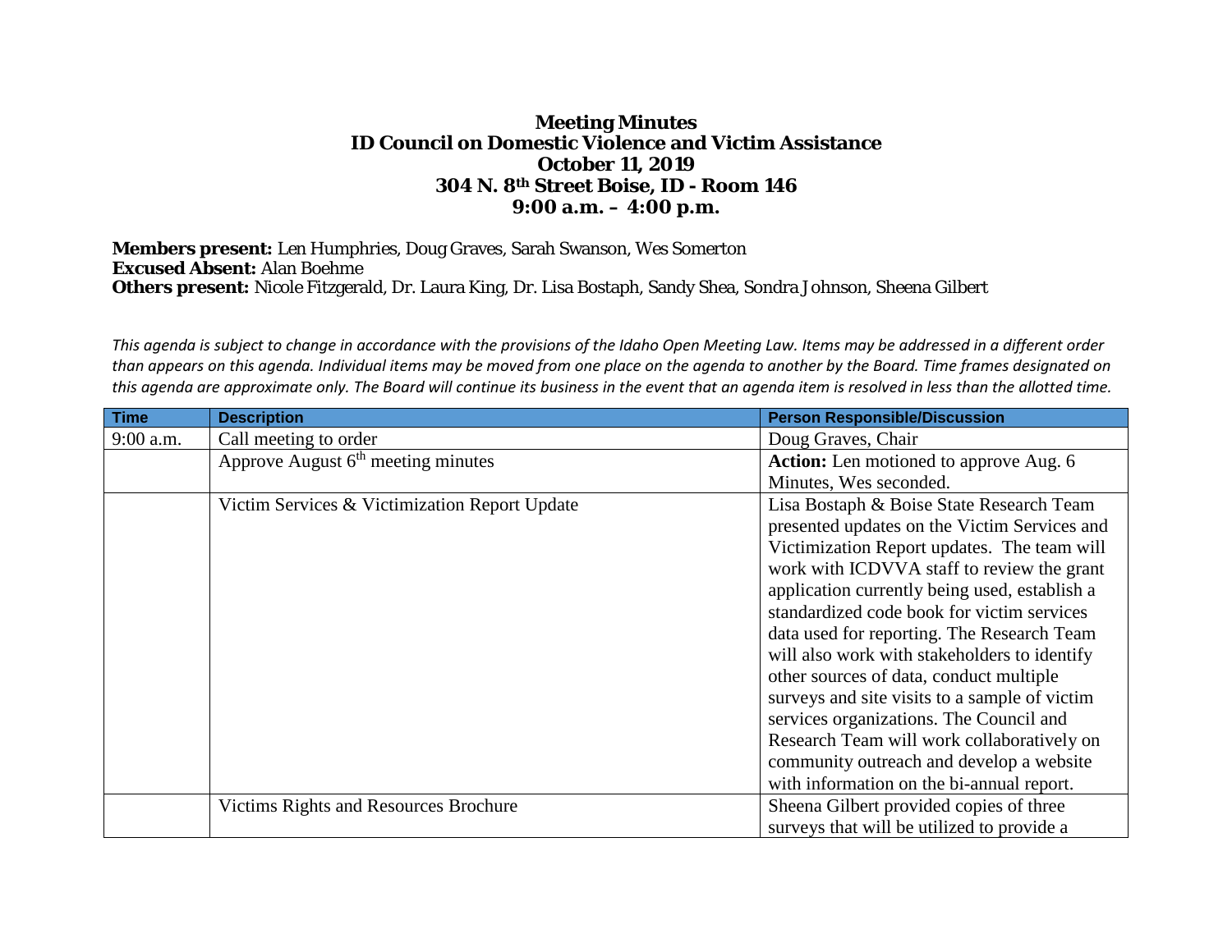# Meeting Minutes
## ID Council on Domestic Violence and Victim Assistance
## October 11, 2019
## 304 N. 8th Street Boise, ID - Room 146
## 9:00 a.m. – 4:00 p.m.

**Members present:** Len Humphries, Doug Graves, Sarah Swanson, Wes Somerton
**Excused Absent:** Alan Boehme
**Others present:** Nicole Fitzgerald, Dr. Laura King, Dr. Lisa Bostaph, Sandy Shea, Sondra Johnson, Sheena Gilbert

*This agenda is subject to change in accordance with the provisions of the Idaho Open Meeting Law. Items may be addressed in a different order than appears on this agenda. Individual items may be moved from one place on the agenda to another by the Board. Time frames designated on this agenda are approximate only. The Board will continue its business in the event that an agenda item is resolved in less than the allotted time.*

| Time | Description | Person Responsible/Discussion |
|---|---|---|
| 9:00 a.m. | Call meeting to order | Doug Graves, Chair |
| | Approve August 6th meeting minutes | **Action:** Len motioned to approve Aug. 6 Minutes, Wes seconded. |
| | Victim Services & Victimization Report Update | Lisa Bostaph & Boise State Research Team presented updates on the Victim Services and Victimization Report updates. The team will work with ICDVVA staff to review the grant application currently being used, establish a standardized code book for victim services data used for reporting. The Research Team will also work with stakeholders to identify other sources of data, conduct multiple surveys and site visits to a sample of victim services organizations. The Council and Research Team will work collaboratively on community outreach and develop a website with information on the bi-annual report. |
| | Victims Rights and Resources Brochure | Sheena Gilbert provided copies of three surveys that will be utilized to provide a |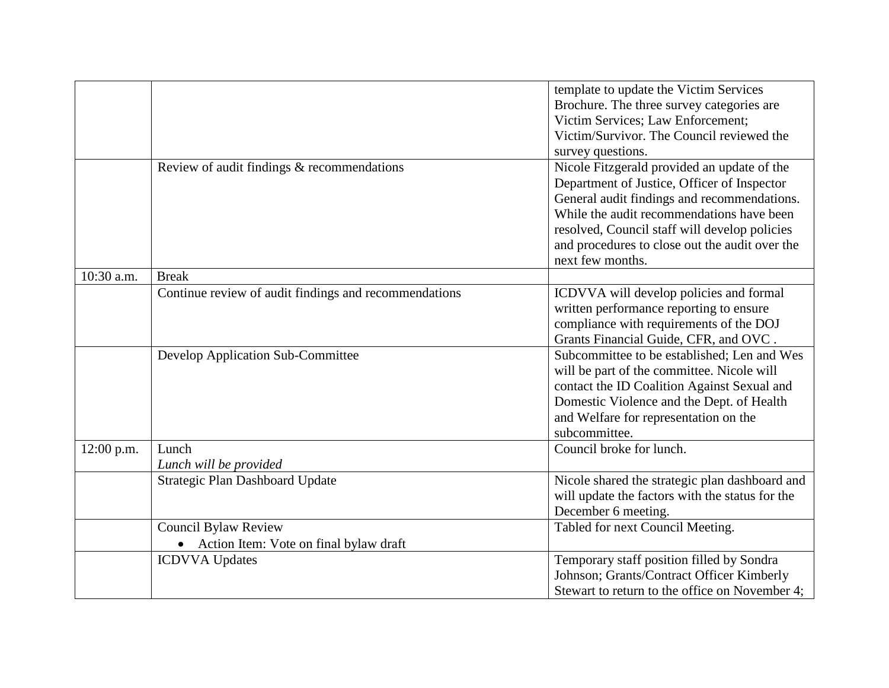| | | |
|---|---|---|
| | | template to update the Victim Services Brochure. The three survey categories are Victim Services; Law Enforcement; Victim/Survivor. The Council reviewed the survey questions. |
| | Review of audit findings & recommendations | Nicole Fitzgerald provided an update of the Department of Justice, Officer of Inspector General audit findings and recommendations. While the audit recommendations have been resolved, Council staff will develop policies and procedures to close out the audit over the next few months. |
| 10:30 a.m. | Break | |
| | Continue review of audit findings and recommendations | ICDVVA will develop policies and formal written performance reporting to ensure compliance with requirements of the DOJ Grants Financial Guide, CFR, and OVC . |
| | Develop Application Sub-Committee | Subcommittee to be established; Len and Wes will be part of the committee. Nicole will contact the ID Coalition Against Sexual and Domestic Violence and the Dept. of Health and Welfare for representation on the subcommittee. |
| 12:00 p.m. | Lunch<br>*Lunch will be provided* | Council broke for lunch. |
| | Strategic Plan Dashboard Update | Nicole shared the strategic plan dashboard and will update the factors with the status for the December 6 meeting. |
| | Council Bylaw Review<br>• Action Item: Vote on final bylaw draft | Tabled for next Council Meeting. |
| | ICDVVA Updates | Temporary staff position filled by Sondra Johnson; Grants/Contract Officer Kimberly Stewart to return to the office on November 4; |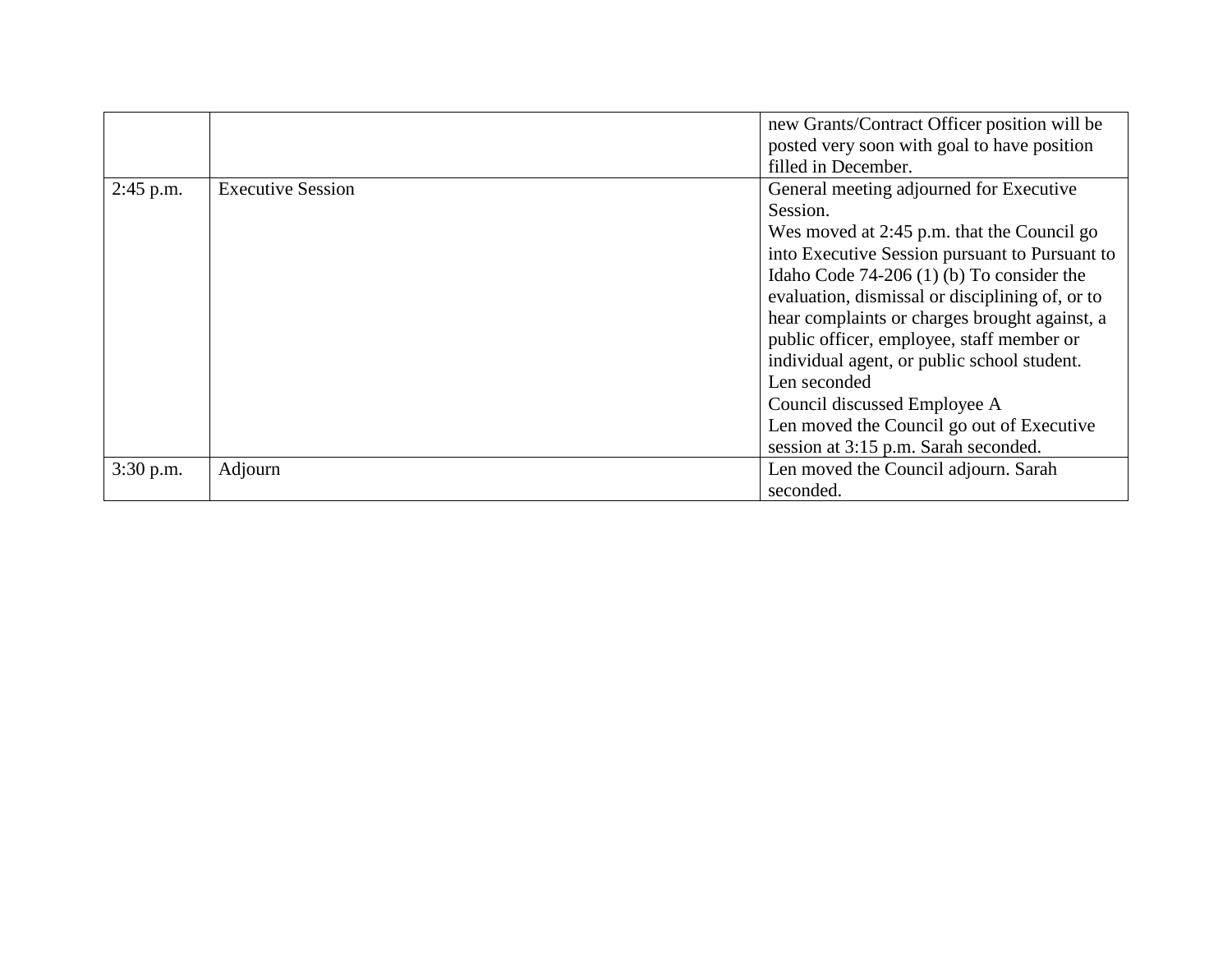| | | |
|---|---|---|
| | | new Grants/Contract Officer position will be posted very soon with goal to have position filled in December. |
| 2:45 p.m. | Executive Session | General meeting adjourned for Executive Session.<br>Wes moved at 2:45 p.m. that the Council go into Executive Session pursuant to Pursuant to Idaho Code 74-206 (1) (b) To consider the evaluation, dismissal or disciplining of, or to hear complaints or charges brought against, a public officer, employee, staff member or individual agent, or public school student.<br>Len seconded<br>Council discussed Employee A<br>Len moved the Council go out of Executive session at 3:15 p.m. Sarah seconded. |
| 3:30 p.m. | Adjourn | Len moved the Council adjourn. Sarah seconded. |